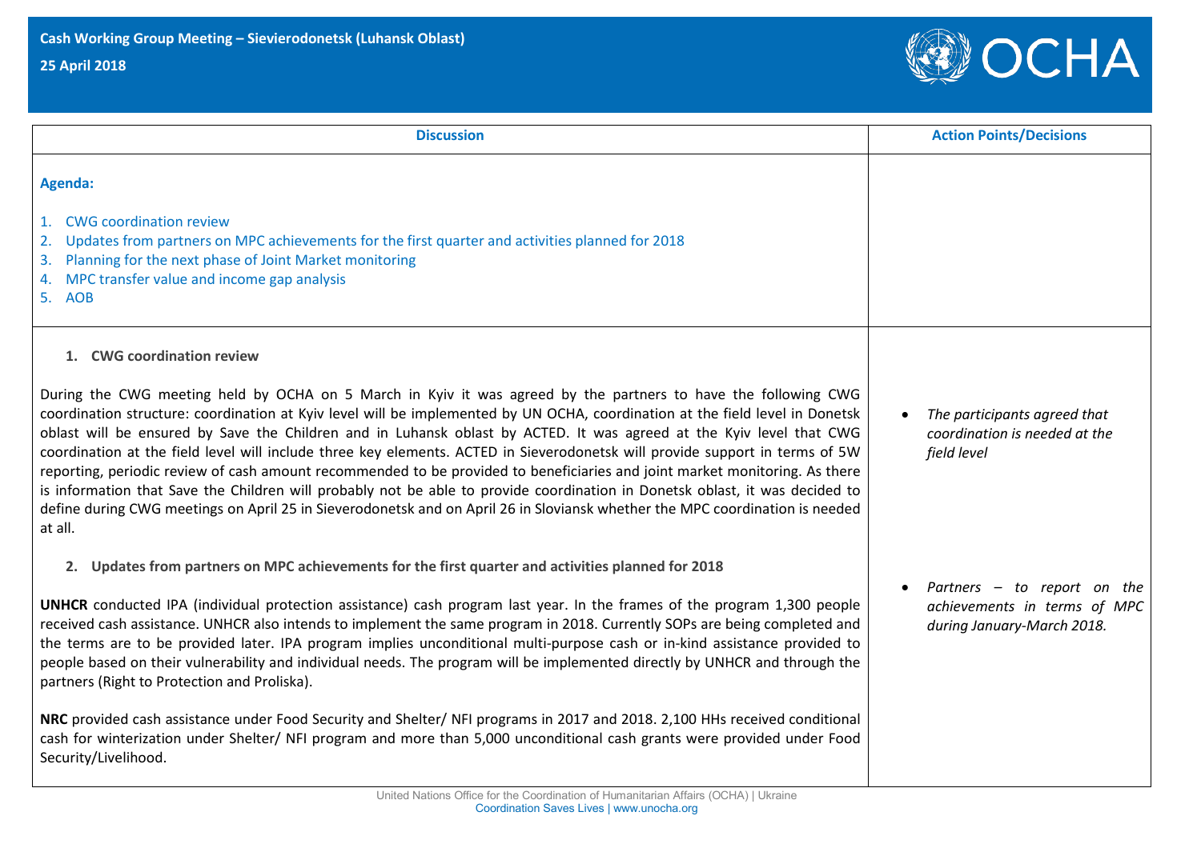**Cash Working Group Meeting – Sievierodonetsk (Luhansk Oblast)**

**25 April 2018**

| Discussion | Action Points/Decisions |
| --- | --- |
| **Agenda:**<br><br>1. CWG coordination review<br>2. Updates from partners on MPC achievements for the first quarter and activities planned for 2018<br>3. Planning for the next phase of Joint Market monitoring<br>4. MPC transfer value and income gap analysis<br>5. AOB | |
| **1. CWG coordination review**<br><br>During the CWG meeting held by OCHA on 5 March in Kyiv it was agreed by the partners to have the following CWG coordination structure: coordination at Kyiv level will be implemented by UN OCHA, coordination at the field level in Donetsk oblast will be ensured by Save the Children and in Luhansk oblast by ACTED. It was agreed at the Kyiv level that CWG coordination at the field level will include three key elements. ACTED in Sieverodonetsk will provide support in terms of 5W reporting, periodic review of cash amount recommended to be provided to beneficiaries and joint market monitoring. As there is information that Save the Children will probably not be able to provide coordination in Donetsk oblast, it was decided to define during CWG meetings on April 25 in Sieverodonetsk and on April 26 in Sloviansk whether the MPC coordination is needed at all.<br><br>**2. Updates from partners on MPC achievements for the first quarter and activities planned for 2018**<br><br>**UNHCR** conducted IPA (individual protection assistance) cash program last year. In the frames of the program 1,300 people received cash assistance. UNHCR also intends to implement the same program in 2018. Currently SOPs are being completed and the terms are to be provided later. IPA program implies unconditional multi-purpose cash or in-kind assistance provided to people based on their vulnerability and individual needs. The program will be implemented directly by UNHCR and through the partners (Right to Protection and Proliska).<br><br>**NRC** provided cash assistance under Food Security and Shelter/ NFI programs in 2017 and 2018. 2,100 HHs received conditional cash for winterization under Shelter/ NFI program and more than 5,000 unconditional cash grants were provided under Food Security/Livelihood. | • *The participants agreed that coordination is needed at the field level*<br><br>• *Partners – to report on the achievements in terms of MPC during January-March 2018.* |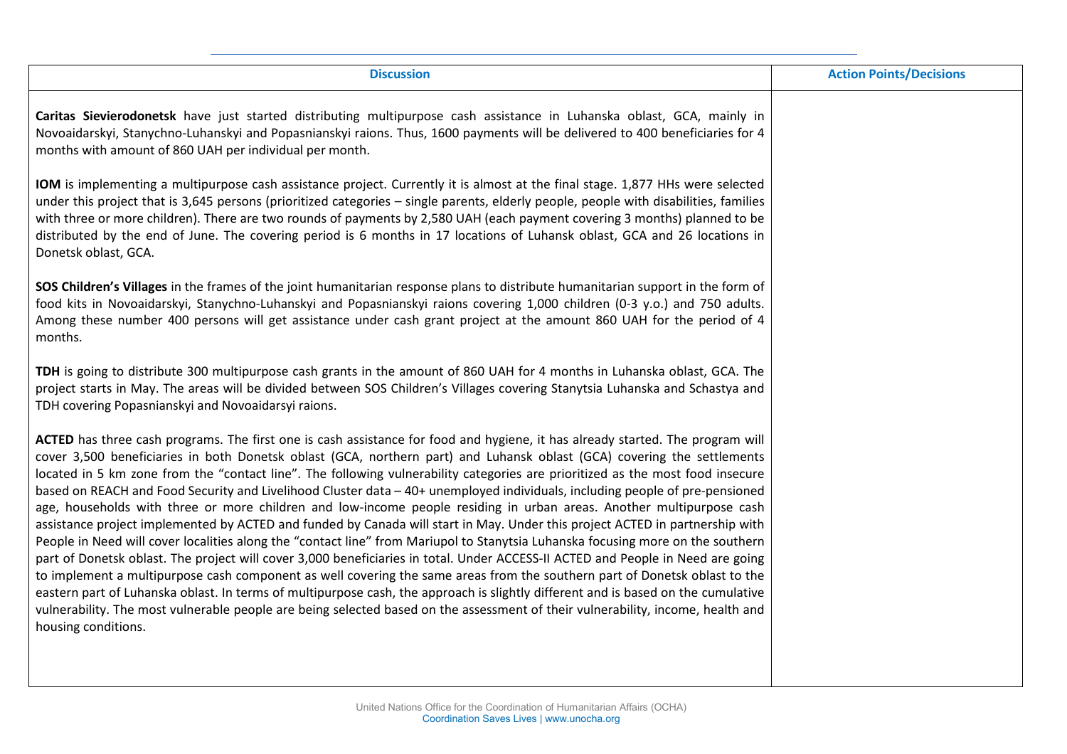| Discussion | Action Points/Decisions |
| --- | --- |
| **Caritas Sievierodonetsk** have just started distributing multipurpose cash assistance in Luhanska oblast, GCA, mainly in Novoaidarskyi, Stanychno-Luhanskyi and Popasnianskyi raions. Thus, 1600 payments will be delivered to 400 beneficiaries for 4 months with amount of 860 UAH per individual per month.<br><br>**IOM** is implementing a multipurpose cash assistance project. Currently it is almost at the final stage. 1,877 HHs were selected under this project that is 3,645 persons (prioritized categories – single parents, elderly people, people with disabilities, families with three or more children). There are two rounds of payments by 2,580 UAH (each payment covering 3 months) planned to be distributed by the end of June. The covering period is 6 months in 17 locations of Luhansk oblast, GCA and 26 locations in Donetsk oblast, GCA.<br><br>**SOS Children's Villages** in the frames of the joint humanitarian response plans to distribute humanitarian support in the form of food kits in Novoaidarskyi, Stanychno-Luhanskyi and Popasnianskyi raions covering 1,000 children (0-3 y.o.) and 750 adults. Among these number 400 persons will get assistance under cash grant project at the amount 860 UAH for the period of 4 months.<br><br>**TDH** is going to distribute 300 multipurpose cash grants in the amount of 860 UAH for 4 months in Luhanska oblast, GCA. The project starts in May. The areas will be divided between SOS Children's Villages covering Stanytsia Luhanska and Schastya and TDH covering Popasnianskyi and Novoaidarsyi raions.<br><br>**ACTED** has three cash programs. The first one is cash assistance for food and hygiene, it has already started. The program will cover 3,500 beneficiaries in both Donetsk oblast (GCA, northern part) and Luhansk oblast (GCA) covering the settlements located in 5 km zone from the "contact line". The following vulnerability categories are prioritized as the most food insecure based on REACH and Food Security and Livelihood Cluster data – 40+ unemployed individuals, including people of pre-pensioned age, households with three or more children and low-income people residing in urban areas. Another multipurpose cash assistance project implemented by ACTED and funded by Canada will start in May. Under this project ACTED in partnership with People in Need will cover localities along the "contact line" from Mariupol to Stanytsia Luhanska focusing more on the southern part of Donetsk oblast. The project will cover 3,000 beneficiaries in total. Under ACCESS-II ACTED and People in Need are going to implement a multipurpose cash component as well covering the same areas from the southern part of Donetsk oblast to the eastern part of Luhanska oblast. In terms of multipurpose cash, the approach is slightly different and is based on the cumulative vulnerability. The most vulnerable people are being selected based on the assessment of their vulnerability, income, health and housing conditions. | |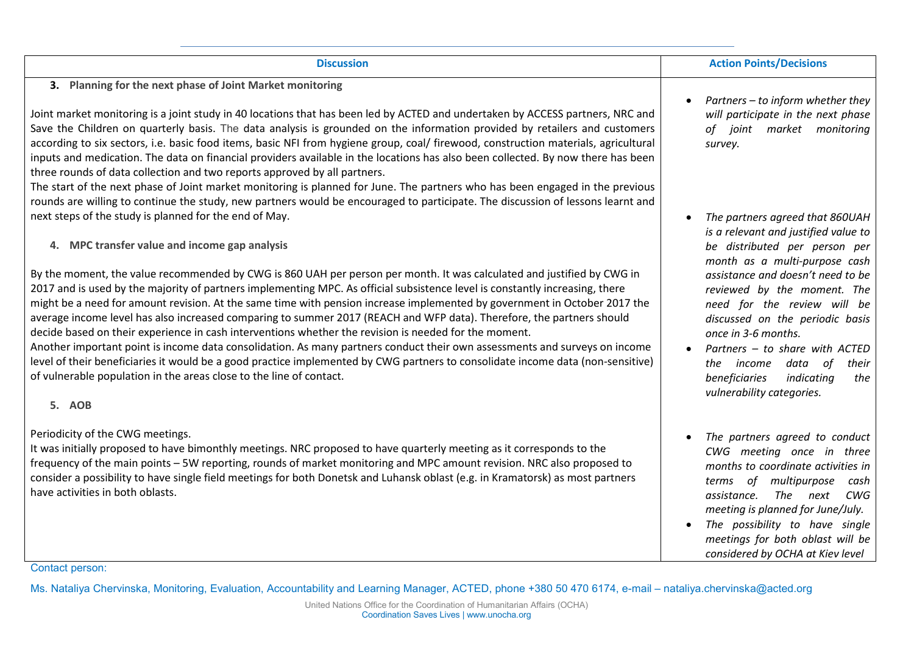| Discussion | Action Points/Decisions |
|---|---|
| **3. Planning for the next phase of Joint Market monitoring**<br><br>Joint market monitoring is a joint study in 40 locations that has been led by ACTED and undertaken by ACCESS partners, NRC and Save the Children on quarterly basis. The data analysis is grounded on the information provided by retailers and customers according to six sectors, i.e. basic food items, basic NFI from hygiene group, coal/ firewood, construction materials, agricultural inputs and medication. The data on financial providers available in the locations has also been collected. By now there has been three rounds of data collection and two reports approved by all partners.<br>The start of the next phase of Joint market monitoring is planned for June. The partners who has been engaged in the previous rounds are willing to continue the study, new partners would be encouraged to participate. The discussion of lessons learnt and next steps of the study is planned for the end of May. | • *Partners – to inform whether they will participate in the next phase of joint market monitoring survey.* |
| **4. MPC transfer value and income gap analysis**<br><br>By the moment, the value recommended by CWG is 860 UAH per person per month. It was calculated and justified by CWG in 2017 and is used by the majority of partners implementing MPC. As official subsistence level is constantly increasing, there might be a need for amount revision. At the same time with pension increase implemented by government in October 2017 the average income level has also increased comparing to summer 2017 (REACH and WFP data). Therefore, the partners should decide based on their experience in cash interventions whether the revision is needed for the moment.<br>Another important point is income data consolidation. As many partners conduct their own assessments and surveys on income level of their beneficiaries it would be a good practice implemented by CWG partners to consolidate income data (non-sensitive) of vulnerable population in the areas close to the line of contact. | • *The partners agreed that 860UAH is a relevant and justified value to be distributed per person per month as a multi-purpose cash assistance and doesn't need to be reviewed by the moment. The need for the review will be discussed on the periodic basis once in 3-6 months.*<br>• *Partners – to share with ACTED the income data of their beneficiaries indicating the vulnerability categories.* |
| **5. AOB**<br><br>Periodicity of the CWG meetings.<br>It was initially proposed to have bimonthly meetings. NRC proposed to have quarterly meeting as it corresponds to the frequency of the main points – 5W reporting, rounds of market monitoring and MPC amount revision. NRC also proposed to consider a possibility to have single field meetings for both Donetsk and Luhansk oblast (e.g. in Kramatorsk) as most partners have activities in both oblasts. | • *The partners agreed to conduct CWG meeting once in three months to coordinate activities in terms of multipurpose cash assistance. The next CWG meeting is planned for June/July.*<br>• *The possibility to have single meetings for both oblast will be considered by OCHA at Kiev level* |

Contact person:

Ms. Nataliya Chervinska, Monitoring, Evaluation, Accountability and Learning Manager, ACTED, phone +380 50 470 6174, e-mail – nataliya.chervinska@acted.org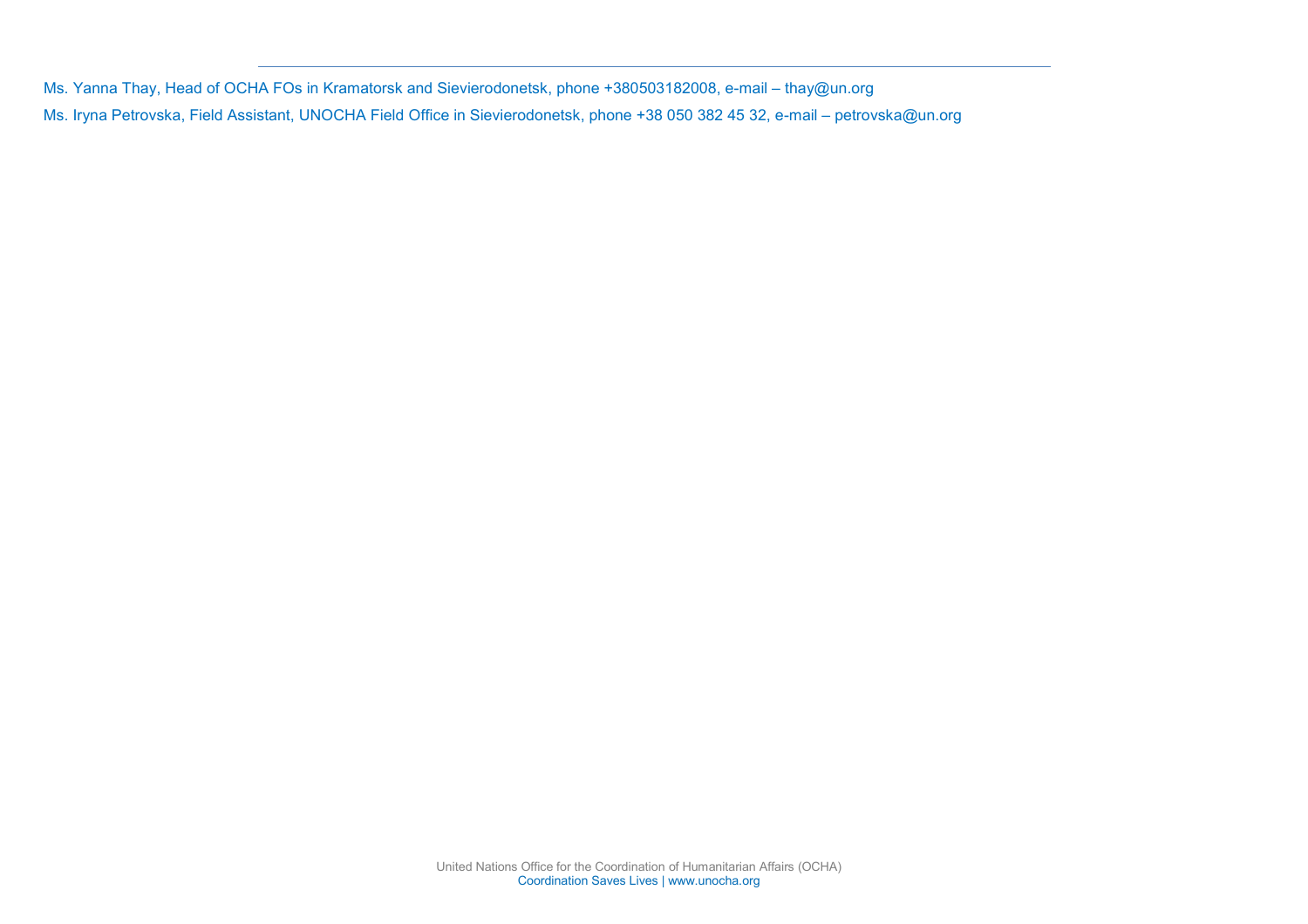---

Ms. Yanna Thay, Head of OCHA FOs in Kramatorsk and Sievierodonetsk, phone +380503182008, e-mail – thay@un.org

Ms. Iryna Petrovska, Field Assistant, UNOCHA Field Office in Sievierodonetsk, phone +38 050 382 45 32, e-mail – petrovska@un.org